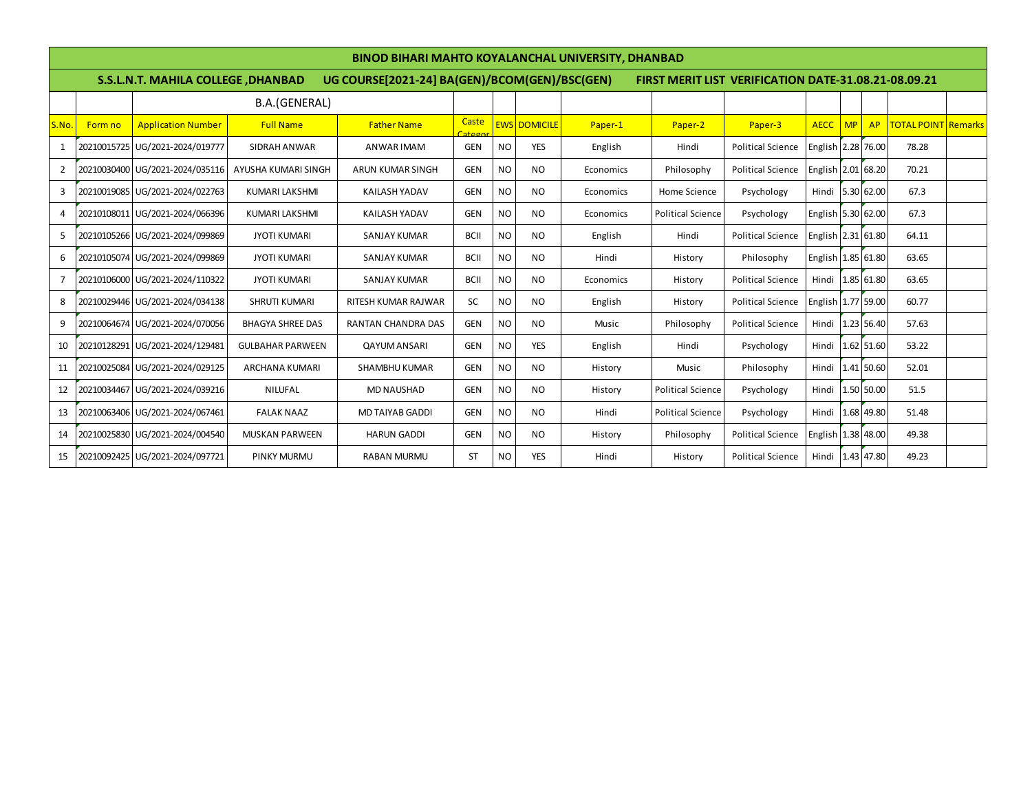# BINOD BIHARI MAHTO KOYALANCHAL UNIVERSITY, DHANBAD

## S.S.L.N.T. MAHILA COLLEGE ,DHANBAD    UG COURSE[2021-24] BA(GEN)/BCOM(GEN)/BSC(GEN)    FIRST MERIT LIST VERIFICATION DATE-31.08.21-08.09.21

### B.A.(GENERAL)

| S.No. | Form no | Application Number | Full Name | Father Name | Caste Categor | EWS | DOMICILE | Paper-1 | Paper-2 | Paper-3 | AECC | MP | AP | TOTAL POINT | Remarks |
|---|---|---|---|---|---|---|---|---|---|---|---|---|---|---|---|
| 1 | 20210015725 | UG/2021-2024/019777 | SIDRAH ANWAR | ANWAR IMAM | GEN | NO | YES | English | Hindi | Political Science | English | 2.28 | 76.00 | 78.28 | |
| 2 | 20210030400 | UG/2021-2024/035116 | AYUSHA KUMARI SINGH | ARUN KUMAR SINGH | GEN | NO | NO | Economics | Philosophy | Political Science | English | 2.01 | 68.20 | 70.21 | |
| 3 | 20210019085 | UG/2021-2024/022763 | KUMARI LAKSHMI | KAILASH YADAV | GEN | NO | NO | Economics | Home Science | Psychology | Hindi | 5.30 | 62.00 | 67.3 | |
| 4 | 20210108011 | UG/2021-2024/066396 | KUMARI LAKSHMI | KAILASH YADAV | GEN | NO | NO | Economics | Political Science | Psychology | English | 5.30 | 62.00 | 67.3 | |
| 5 | 20210105266 | UG/2021-2024/099869 | JYOTI KUMARI | SANJAY KUMAR | BCII | NO | NO | English | Hindi | Political Science | English | 2.31 | 61.80 | 64.11 | |
| 6 | 20210105074 | UG/2021-2024/099869 | JYOTI KUMARI | SANJAY KUMAR | BCII | NO | NO | Hindi | History | Philosophy | English | 1.85 | 61.80 | 63.65 | |
| 7 | 20210106000 | UG/2021-2024/110322 | JYOTI KUMARI | SANJAY KUMAR | BCII | NO | NO | Economics | History | Political Science | Hindi | 1.85 | 61.80 | 63.65 | |
| 8 | 20210029446 | UG/2021-2024/034138 | SHRUTI KUMARI | RITESH KUMAR RAJWAR | SC | NO | NO | English | History | Political Science | English | 1.77 | 59.00 | 60.77 | |
| 9 | 20210064674 | UG/2021-2024/070056 | BHAGYA SHREE DAS | RANTAN CHANDRA DAS | GEN | NO | NO | Music | Philosophy | Political Science | Hindi | 1.23 | 56.40 | 57.63 | |
| 10 | 20210128291 | UG/2021-2024/129481 | GULBAHAR PARWEEN | QAYUM ANSARI | GEN | NO | YES | English | Hindi | Psychology | Hindi | 1.62 | 51.60 | 53.22 | |
| 11 | 20210025084 | UG/2021-2024/029125 | ARCHANA KUMARI | SHAMBHU KUMAR | GEN | NO | NO | History | Music | Philosophy | Hindi | 1.41 | 50.60 | 52.01 | |
| 12 | 20210034467 | UG/2021-2024/039216 | NILUFAL | MD NAUSHAD | GEN | NO | NO | History | Political Science | Psychology | Hindi | 1.50 | 50.00 | 51.5 | |
| 13 | 20210063406 | UG/2021-2024/067461 | FALAK NAAZ | MD TAIYAB GADDI | GEN | NO | NO | Hindi | Political Science | Psychology | Hindi | 1.68 | 49.80 | 51.48 | |
| 14 | 20210025830 | UG/2021-2024/004540 | MUSKAN PARWEEN | HARUN GADDI | GEN | NO | NO | History | Philosophy | Political Science | English | 1.38 | 48.00 | 49.38 | |
| 15 | 20210092425 | UG/2021-2024/097721 | PINKY MURMU | RABAN MURMU | ST | NO | YES | Hindi | History | Political Science | Hindi | 1.43 | 47.80 | 49.23 | |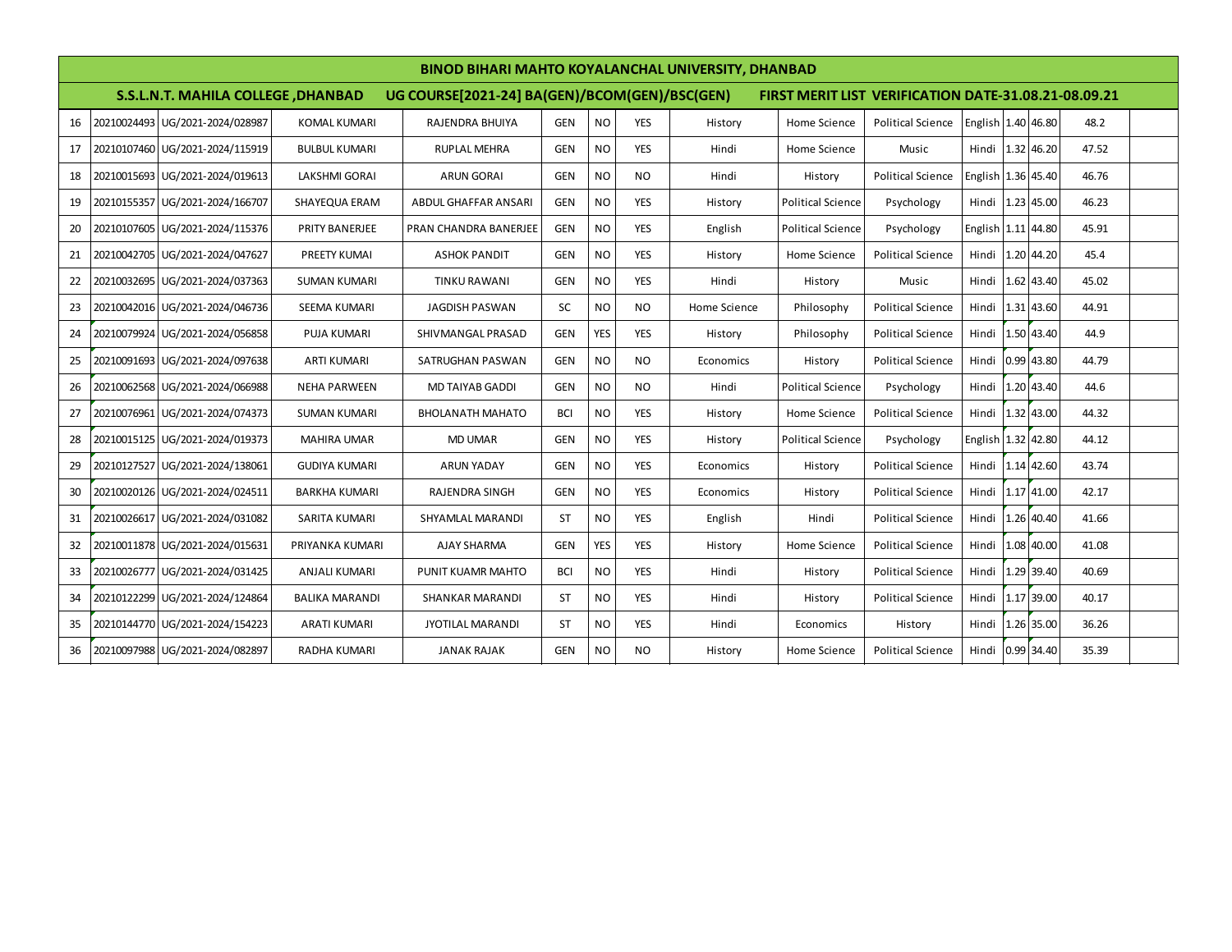## BINOD BIHARI MAHTO KOYALANCHAL UNIVERSITY, DHANBAD

**S.S.L.N.T. MAHILA COLLEGE ,DHANBAD UG COURSE[2021-24] BA(GEN)/BCOM(GEN)/BSC(GEN) FIRST MERIT LIST VERIFICATION DATE-31.08.21-08.09.21**

| | | | | | | | | | | | | | | | |
|---|---|---|---|---|---|---|---|---|---|---|---|---|---|---|---|
| 16 | 20210024493 | UG/2021-2024/028987 | KOMAL KUMARI | RAJENDRA BHUIYA | GEN | NO | YES | History | Home Science | Political Science | English | 1.40 | 46.80 | 48.2 | |
| 17 | 20210107460 | UG/2021-2024/115919 | BULBUL KUMARI | RUPLAL MEHRA | GEN | NO | YES | Hindi | Home Science | Music | Hindi | 1.32 | 46.20 | 47.52 | |
| 18 | 20210015693 | UG/2021-2024/019613 | LAKSHMI GORAI | ARUN GORAI | GEN | NO | NO | Hindi | History | Political Science | English | 1.36 | 45.40 | 46.76 | |
| 19 | 20210155357 | UG/2021-2024/166707 | SHAYEQUA ERAM | ABDUL GHAFFAR ANSARI | GEN | NO | YES | History | Political Science | Psychology | Hindi | 1.23 | 45.00 | 46.23 | |
| 20 | 20210107605 | UG/2021-2024/115376 | PRITY BANERJEE | PRAN CHANDRA BANERJEE | GEN | NO | YES | English | Political Science | Psychology | English | 1.11 | 44.80 | 45.91 | |
| 21 | 20210042705 | UG/2021-2024/047627 | PREETY KUMAI | ASHOK PANDIT | GEN | NO | YES | History | Home Science | Political Science | Hindi | 1.20 | 44.20 | 45.4 | |
| 22 | 20210032695 | UG/2021-2024/037363 | SUMAN KUMARI | TINKU RAWANI | GEN | NO | YES | Hindi | History | Music | Hindi | 1.62 | 43.40 | 45.02 | |
| 23 | 20210042016 | UG/2021-2024/046736 | SEEMA KUMARI | JAGDISH PASWAN | SC | NO | NO | Home Science | Philosophy | Political Science | Hindi | 1.31 | 43.60 | 44.91 | |
| 24 | 20210079924 | UG/2021-2024/056858 | PUJA KUMARI | SHIVMANGAL PRASAD | GEN | YES | YES | History | Philosophy | Political Science | Hindi | 1.50 | 43.40 | 44.9 | |
| 25 | 20210091693 | UG/2021-2024/097638 | ARTI KUMARI | SATRUGHAN PASWAN | GEN | NO | NO | Economics | History | Political Science | Hindi | 0.99 | 43.80 | 44.79 | |
| 26 | 20210062568 | UG/2021-2024/066988 | NEHA PARWEEN | MD TAIYAB GADDI | GEN | NO | NO | Hindi | Political Science | Psychology | Hindi | 1.20 | 43.40 | 44.6 | |
| 27 | 20210076961 | UG/2021-2024/074373 | SUMAN KUMARI | BHOLANATH MAHATO | BCI | NO | YES | History | Home Science | Political Science | Hindi | 1.32 | 43.00 | 44.32 | |
| 28 | 20210015125 | UG/2021-2024/019373 | MAHIRA UMAR | MD UMAR | GEN | NO | YES | History | Political Science | Psychology | English | 1.32 | 42.80 | 44.12 | |
| 29 | 20210127527 | UG/2021-2024/138061 | GUDIYA KUMARI | ARUN YADAY | GEN | NO | YES | Economics | History | Political Science | Hindi | 1.14 | 42.60 | 43.74 | |
| 30 | 20210020126 | UG/2021-2024/024511 | BARKHA KUMARI | RAJENDRA SINGH | GEN | NO | YES | Economics | History | Political Science | Hindi | 1.17 | 41.00 | 42.17 | |
| 31 | 20210026617 | UG/2021-2024/031082 | SARITA KUMARI | SHYAMLAL MARANDI | ST | NO | YES | English | Hindi | Political Science | Hindi | 1.26 | 40.40 | 41.66 | |
| 32 | 20210011878 | UG/2021-2024/015631 | PRIYANKA KUMARI | AJAY SHARMA | GEN | YES | YES | History | Home Science | Political Science | Hindi | 1.08 | 40.00 | 41.08 | |
| 33 | 20210026777 | UG/2021-2024/031425 | ANJALI KUMARI | PUNIT KUAMR MAHTO | BCI | NO | YES | Hindi | History | Political Science | Hindi | 1.29 | 39.40 | 40.69 | |
| 34 | 20210122299 | UG/2021-2024/124864 | BALIKA MARANDI | SHANKAR MARANDI | ST | NO | YES | Hindi | History | Political Science | Hindi | 1.17 | 39.00 | 40.17 | |
| 35 | 20210144770 | UG/2021-2024/154223 | ARATI KUMARI | JYOTILAL MARANDI | ST | NO | YES | Hindi | Economics | History | Hindi | 1.26 | 35.00 | 36.26 | |
| 36 | 20210097988 | UG/2021-2024/082897 | RADHA KUMARI | JANAK RAJAK | GEN | NO | NO | History | Home Science | Political Science | Hindi | 0.99 | 34.40 | 35.39 | |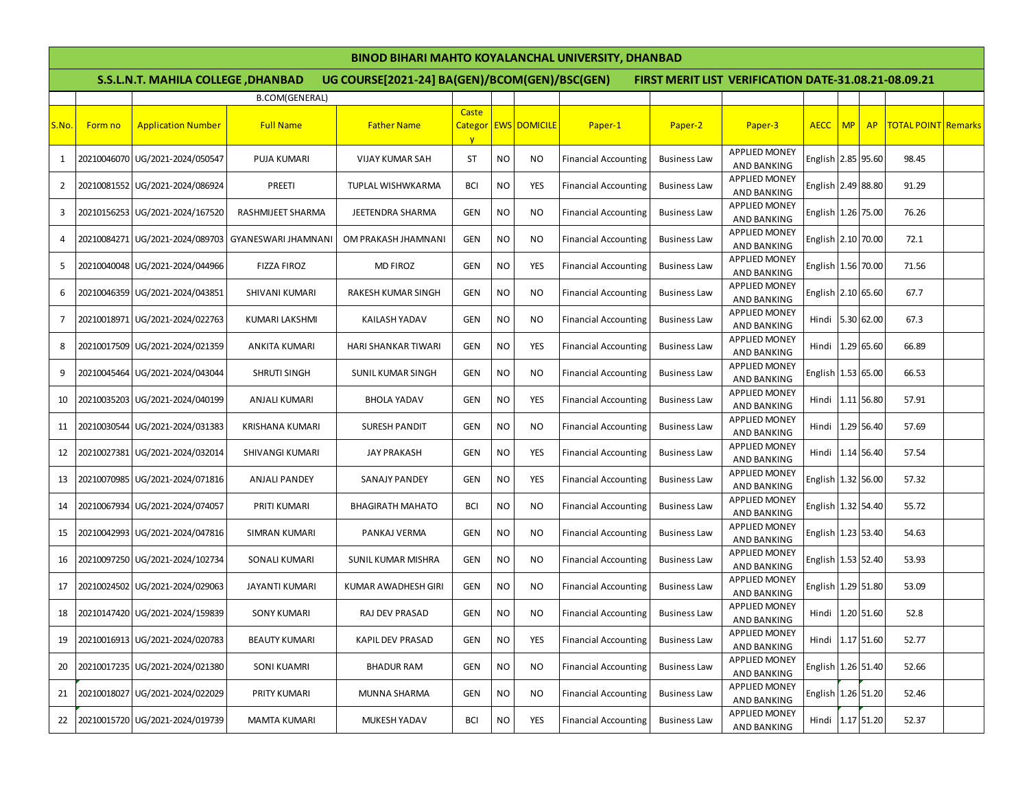# BINOD BIHARI MAHTO KOYALANCHAL UNIVERSITY, DHANBAD

## S.S.L.N.T. MAHILA COLLEGE ,DHANBAD UG COURSE[2021-24] BA(GEN)/BCOM(GEN)/BSC(GEN) FIRST MERIT LIST VERIFICATION DATE-31.08.21-08.09.21

B.COM(GENERAL)

| S.No. | Form no | Application Number | Full Name | Father Name | Caste Category | EWS | DOMICILE | Paper-1 | Paper-2 | Paper-3 | AECC | MP | AP | TOTAL POINT | Remarks |
|---|---|---|---|---|---|---|---|---|---|---|---|---|---|---|---|
| 1 | 20210046070 | UG/2021-2024/050547 | PUJA KUMARI | VIJAY KUMAR SAH | ST | NO | NO | Financial Accounting | Business Law | APPLIED MONEY AND BANKING | English | 2.85 | 95.60 | 98.45 | |
| 2 | 20210081552 | UG/2021-2024/086924 | PREETI | TUPLAL WISHWKARMA | BCI | NO | YES | Financial Accounting | Business Law | APPLIED MONEY AND BANKING | English | 2.49 | 88.80 | 91.29 | |
| 3 | 20210156253 | UG/2021-2024/167520 | RASHMIJEET SHARMA | JEETENDRA SHARMA | GEN | NO | NO | Financial Accounting | Business Law | APPLIED MONEY AND BANKING | English | 1.26 | 75.00 | 76.26 | |
| 4 | 20210084271 | UG/2021-2024/089703 | GYANESWARI JHAMNANI | OM PRAKASH JHAMNANI | GEN | NO | NO | Financial Accounting | Business Law | APPLIED MONEY AND BANKING | English | 2.10 | 70.00 | 72.1 | |
| 5 | 20210040048 | UG/2021-2024/044966 | FIZZA FIROZ | MD FIROZ | GEN | NO | YES | Financial Accounting | Business Law | APPLIED MONEY AND BANKING | English | 1.56 | 70.00 | 71.56 | |
| 6 | 20210046359 | UG/2021-2024/043851 | SHIVANI KUMARI | RAKESH KUMAR SINGH | GEN | NO | NO | Financial Accounting | Business Law | APPLIED MONEY AND BANKING | English | 2.10 | 65.60 | 67.7 | |
| 7 | 20210018971 | UG/2021-2024/022763 | KUMARI LAKSHMI | KAILASH YADAV | GEN | NO | NO | Financial Accounting | Business Law | APPLIED MONEY AND BANKING | Hindi | 5.30 | 62.00 | 67.3 | |
| 8 | 20210017509 | UG/2021-2024/021359 | ANKITA KUMARI | HARI SHANKAR TIWARI | GEN | NO | YES | Financial Accounting | Business Law | APPLIED MONEY AND BANKING | Hindi | 1.29 | 65.60 | 66.89 | |
| 9 | 20210045464 | UG/2021-2024/043044 | SHRUTI SINGH | SUNIL KUMAR SINGH | GEN | NO | NO | Financial Accounting | Business Law | APPLIED MONEY AND BANKING | English | 1.53 | 65.00 | 66.53 | |
| 10 | 20210035203 | UG/2021-2024/040199 | ANJALI KUMARI | BHOLA YADAV | GEN | NO | YES | Financial Accounting | Business Law | APPLIED MONEY AND BANKING | Hindi | 1.11 | 56.80 | 57.91 | |
| 11 | 20210030544 | UG/2021-2024/031383 | KRISHANA KUMARI | SURESH PANDIT | GEN | NO | NO | Financial Accounting | Business Law | APPLIED MONEY AND BANKING | Hindi | 1.29 | 56.40 | 57.69 | |
| 12 | 20210027381 | UG/2021-2024/032014 | SHIVANGI KUMARI | JAY PRAKASH | GEN | NO | YES | Financial Accounting | Business Law | APPLIED MONEY AND BANKING | Hindi | 1.14 | 56.40 | 57.54 | |
| 13 | 20210070985 | UG/2021-2024/071816 | ANJALI PANDEY | SANAJY PANDEY | GEN | NO | YES | Financial Accounting | Business Law | APPLIED MONEY AND BANKING | English | 1.32 | 56.00 | 57.32 | |
| 14 | 20210067934 | UG/2021-2024/074057 | PRITI KUMARI | BHAGIRATH MAHATO | BCI | NO | NO | Financial Accounting | Business Law | APPLIED MONEY AND BANKING | English | 1.32 | 54.40 | 55.72 | |
| 15 | 20210042993 | UG/2021-2024/047816 | SIMRAN KUMARI | PANKAJ VERMA | GEN | NO | NO | Financial Accounting | Business Law | APPLIED MONEY AND BANKING | English | 1.23 | 53.40 | 54.63 | |
| 16 | 20210097250 | UG/2021-2024/102734 | SONALI KUMARI | SUNIL KUMAR MISHRA | GEN | NO | NO | Financial Accounting | Business Law | APPLIED MONEY AND BANKING | English | 1.53 | 52.40 | 53.93 | |
| 17 | 20210024502 | UG/2021-2024/029063 | JAYANTI KUMARI | KUMAR AWADHESH GIRI | GEN | NO | NO | Financial Accounting | Business Law | APPLIED MONEY AND BANKING | English | 1.29 | 51.80 | 53.09 | |
| 18 | 20210147420 | UG/2021-2024/159839 | SONY KUMARI | RAJ DEV PRASAD | GEN | NO | NO | Financial Accounting | Business Law | APPLIED MONEY AND BANKING | Hindi | 1.20 | 51.60 | 52.8 | |
| 19 | 20210016913 | UG/2021-2024/020783 | BEAUTY KUMARI | KAPIL DEV PRASAD | GEN | NO | YES | Financial Accounting | Business Law | APPLIED MONEY AND BANKING | Hindi | 1.17 | 51.60 | 52.77 | |
| 20 | 20210017235 | UG/2021-2024/021380 | SONI KUAMRI | BHADUR RAM | GEN | NO | NO | Financial Accounting | Business Law | APPLIED MONEY AND BANKING | English | 1.26 | 51.40 | 52.66 | |
| 21 | 20210018027 | UG/2021-2024/022029 | PRITY KUMARI | MUNNA SHARMA | GEN | NO | NO | Financial Accounting | Business Law | APPLIED MONEY AND BANKING | English | 1.26 | 51.20 | 52.46 | |
| 22 | 20210015720 | UG/2021-2024/019739 | MAMTA KUMARI | MUKESH YADAV | BCI | NO | YES | Financial Accounting | Business Law | APPLIED MONEY AND BANKING | Hindi | 1.17 | 51.20 | 52.37 | |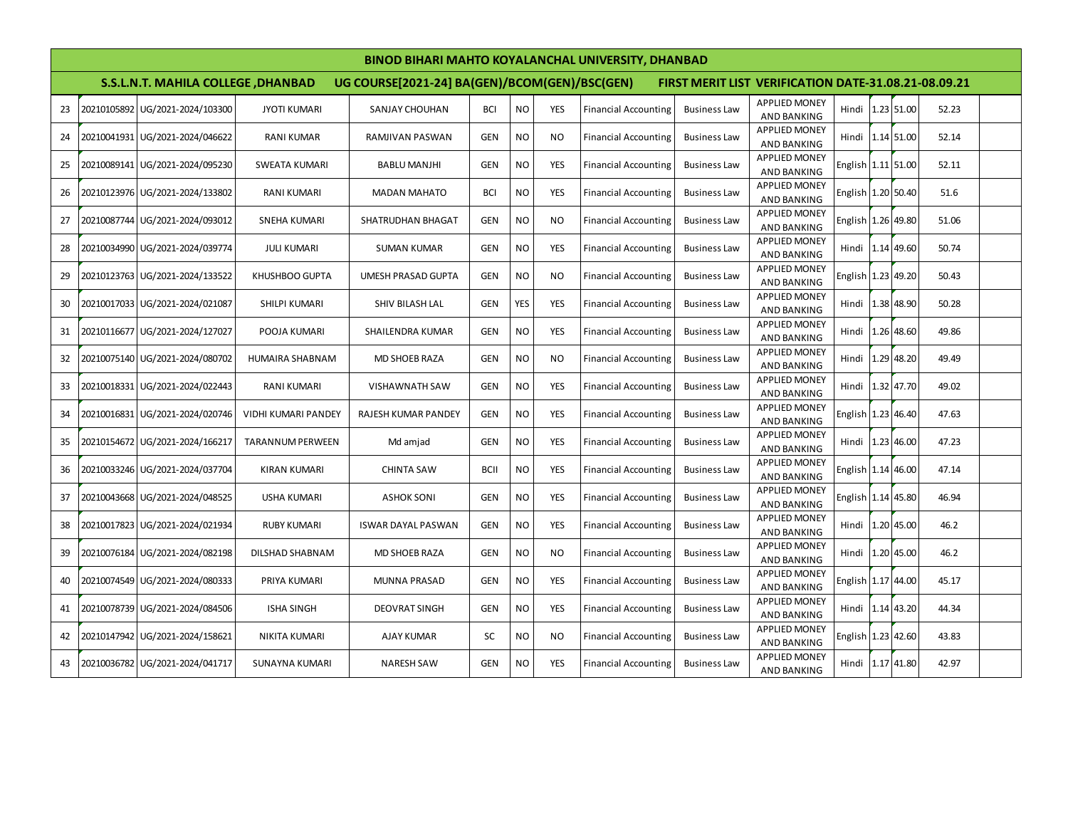# BINOD BIHARI MAHTO KOYALANCHAL UNIVERSITY, DHANBAD

**S.S.L.N.T. MAHILA COLLEGE ,DHANBAD** | **UG COURSE[2021-24] BA(GEN)/BCOM(GEN)/BSC(GEN)** | **FIRST MERIT LIST VERIFICATION DATE-31.08.21-08.09.21**

| | | | | | | | | | | | | | | | |
|---|---|---|---|---|---|---|---|---|---|---|---|---|---|---|---|
| 23 | 20210105892 | UG/2021-2024/103300 | JYOTI KUMARI | SANJAY CHOUHAN | BCI | NO | YES | Financial Accounting | Business Law | APPLIED MONEY AND BANKING | Hindi | 1.23 | 51.00 | 52.23 | |
| 24 | 20210041931 | UG/2021-2024/046622 | RANI KUMAR | RAMJIVAN PASWAN | GEN | NO | NO | Financial Accounting | Business Law | APPLIED MONEY AND BANKING | Hindi | 1.14 | 51.00 | 52.14 | |
| 25 | 20210089141 | UG/2021-2024/095230 | SWEATA KUMARI | BABLU MANJHI | GEN | NO | YES | Financial Accounting | Business Law | APPLIED MONEY AND BANKING | English | 1.11 | 51.00 | 52.11 | |
| 26 | 20210123976 | UG/2021-2024/133802 | RANI KUMARI | MADAN MAHATO | BCI | NO | YES | Financial Accounting | Business Law | APPLIED MONEY AND BANKING | English | 1.20 | 50.40 | 51.6 | |
| 27 | 20210087744 | UG/2021-2024/093012 | SNEHA KUMARI | SHATRUDHAN BHAGAT | GEN | NO | NO | Financial Accounting | Business Law | APPLIED MONEY AND BANKING | English | 1.26 | 49.80 | 51.06 | |
| 28 | 20210034990 | UG/2021-2024/039774 | JULI KUMARI | SUMAN KUMAR | GEN | NO | YES | Financial Accounting | Business Law | APPLIED MONEY AND BANKING | Hindi | 1.14 | 49.60 | 50.74 | |
| 29 | 20210123763 | UG/2021-2024/133522 | KHUSHBOO GUPTA | UMESH PRASAD GUPTA | GEN | NO | NO | Financial Accounting | Business Law | APPLIED MONEY AND BANKING | English | 1.23 | 49.20 | 50.43 | |
| 30 | 20210017033 | UG/2021-2024/021087 | SHILPI KUMARI | SHIV BILASH LAL | GEN | YES | YES | Financial Accounting | Business Law | APPLIED MONEY AND BANKING | Hindi | 1.38 | 48.90 | 50.28 | |
| 31 | 20210116677 | UG/2021-2024/127027 | POOJA KUMARI | SHAILENDRA KUMAR | GEN | NO | YES | Financial Accounting | Business Law | APPLIED MONEY AND BANKING | Hindi | 1.26 | 48.60 | 49.86 | |
| 32 | 20210075140 | UG/2021-2024/080702 | HUMAIRA SHABNAM | MD SHOEB RAZA | GEN | NO | NO | Financial Accounting | Business Law | APPLIED MONEY AND BANKING | Hindi | 1.29 | 48.20 | 49.49 | |
| 33 | 20210018331 | UG/2021-2024/022443 | RANI KUMARI | VISHAWNATH SAW | GEN | NO | YES | Financial Accounting | Business Law | APPLIED MONEY AND BANKING | Hindi | 1.32 | 47.70 | 49.02 | |
| 34 | 20210016831 | UG/2021-2024/020746 | VIDHI KUMARI PANDEY | RAJESH KUMAR PANDEY | GEN | NO | YES | Financial Accounting | Business Law | APPLIED MONEY AND BANKING | English | 1.23 | 46.40 | 47.63 | |
| 35 | 20210154672 | UG/2021-2024/166217 | TARANNUM PERWEEN | Md amjad | GEN | NO | YES | Financial Accounting | Business Law | APPLIED MONEY AND BANKING | Hindi | 1.23 | 46.00 | 47.23 | |
| 36 | 20210033246 | UG/2021-2024/037704 | KIRAN KUMARI | CHINTA SAW | BCII | NO | YES | Financial Accounting | Business Law | APPLIED MONEY AND BANKING | English | 1.14 | 46.00 | 47.14 | |
| 37 | 20210043668 | UG/2021-2024/048525 | USHA KUMARI | ASHOK SONI | GEN | NO | YES | Financial Accounting | Business Law | APPLIED MONEY AND BANKING | English | 1.14 | 45.80 | 46.94 | |
| 38 | 20210017823 | UG/2021-2024/021934 | RUBY KUMARI | ISWAR DAYAL PASWAN | GEN | NO | YES | Financial Accounting | Business Law | APPLIED MONEY AND BANKING | Hindi | 1.20 | 45.00 | 46.2 | |
| 39 | 20210076184 | UG/2021-2024/082198 | DILSHAD SHABNAM | MD SHOEB RAZA | GEN | NO | NO | Financial Accounting | Business Law | APPLIED MONEY AND BANKING | Hindi | 1.20 | 45.00 | 46.2 | |
| 40 | 20210074549 | UG/2021-2024/080333 | PRIYA KUMARI | MUNNA PRASAD | GEN | NO | YES | Financial Accounting | Business Law | APPLIED MONEY AND BANKING | English | 1.17 | 44.00 | 45.17 | |
| 41 | 20210078739 | UG/2021-2024/084506 | ISHA SINGH | DEOVRAT SINGH | GEN | NO | YES | Financial Accounting | Business Law | APPLIED MONEY AND BANKING | Hindi | 1.14 | 43.20 | 44.34 | |
| 42 | 20210147942 | UG/2021-2024/158621 | NIKITA KUMARI | AJAY KUMAR | SC | NO | NO | Financial Accounting | Business Law | APPLIED MONEY AND BANKING | English | 1.23 | 42.60 | 43.83 | |
| 43 | 20210036782 | UG/2021-2024/041717 | SUNAYNA KUMARI | NARESH SAW | GEN | NO | YES | Financial Accounting | Business Law | APPLIED MONEY AND BANKING | Hindi | 1.17 | 41.80 | 42.97 | |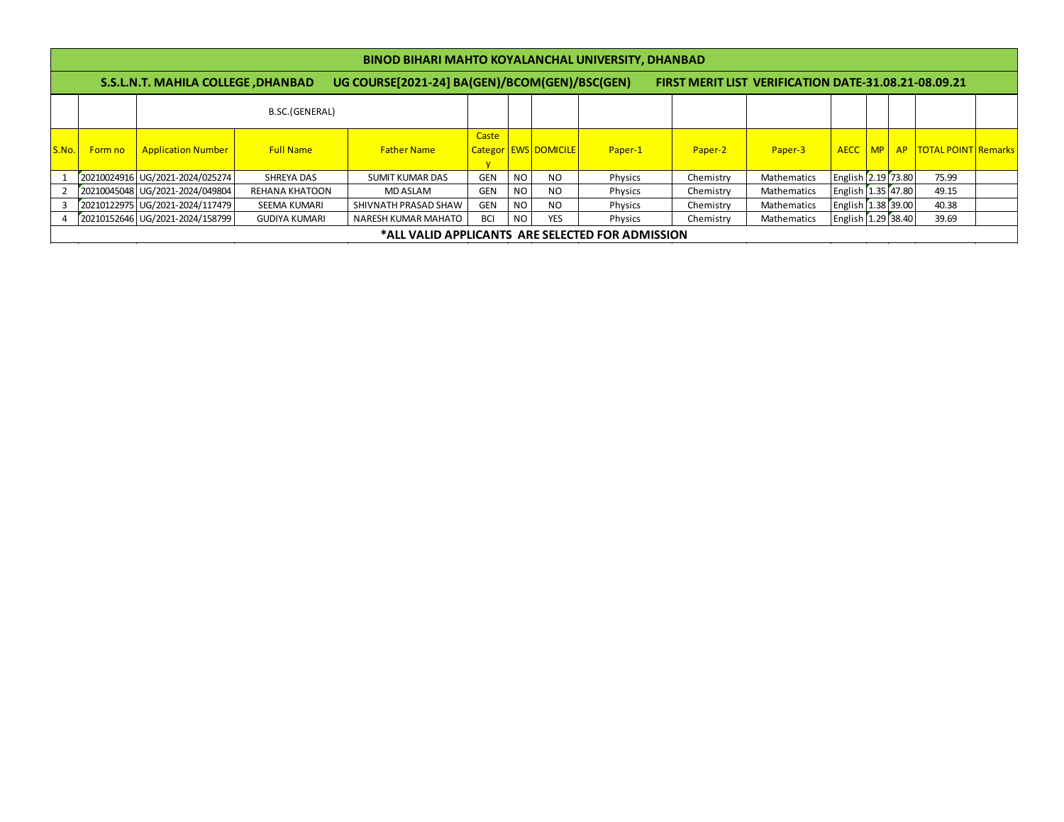**BINOD BIHARI MAHTO KOYALANCHAL UNIVERSITY, DHANBAD**

**S.S.L.N.T. MAHILA COLLEGE ,DHANBAD UG COURSE[2021-24] BA(GEN)/BCOM(GEN)/BSC(GEN) FIRST MERIT LIST VERIFICATION DATE-31.08.21-08.09.21**

B.SC.(GENERAL)

| S.No. | Form no | Application Number | Full Name | Father Name | Caste Category | EWS | DOMICILE | Paper-1 | Paper-2 | Paper-3 | AECC | MP | AP | TOTAL POINT | Remarks |
|---|---|---|---|---|---|---|---|---|---|---|---|---|---|---|---|
| 1 | 20210024916 | UG/2021-2024/025274 | SHREYA DAS | SUMIT KUMAR DAS | GEN | NO | NO | Physics | Chemistry | Mathematics | English | 2.19 | 73.80 | 75.99 | |
| 2 | 20210045048 | UG/2021-2024/049804 | REHANA KHATOON | MD ASLAM | GEN | NO | NO | Physics | Chemistry | Mathematics | English | 1.35 | 47.80 | 49.15 | |
| 3 | 20210122975 | UG/2021-2024/117479 | SEEMA KUMARI | SHIVNATH PRASAD SHAW | GEN | NO | NO | Physics | Chemistry | Mathematics | English | 1.38 | 39.00 | 40.38 | |
| 4 | 20210152646 | UG/2021-2024/158799 | GUDIYA KUMARI | NARESH KUMAR MAHATO | BCI | NO | YES | Physics | Chemistry | Mathematics | English | 1.29 | 38.40 | 39.69 | |

**\*ALL VALID APPLICANTS ARE SELECTED FOR ADMISSION**